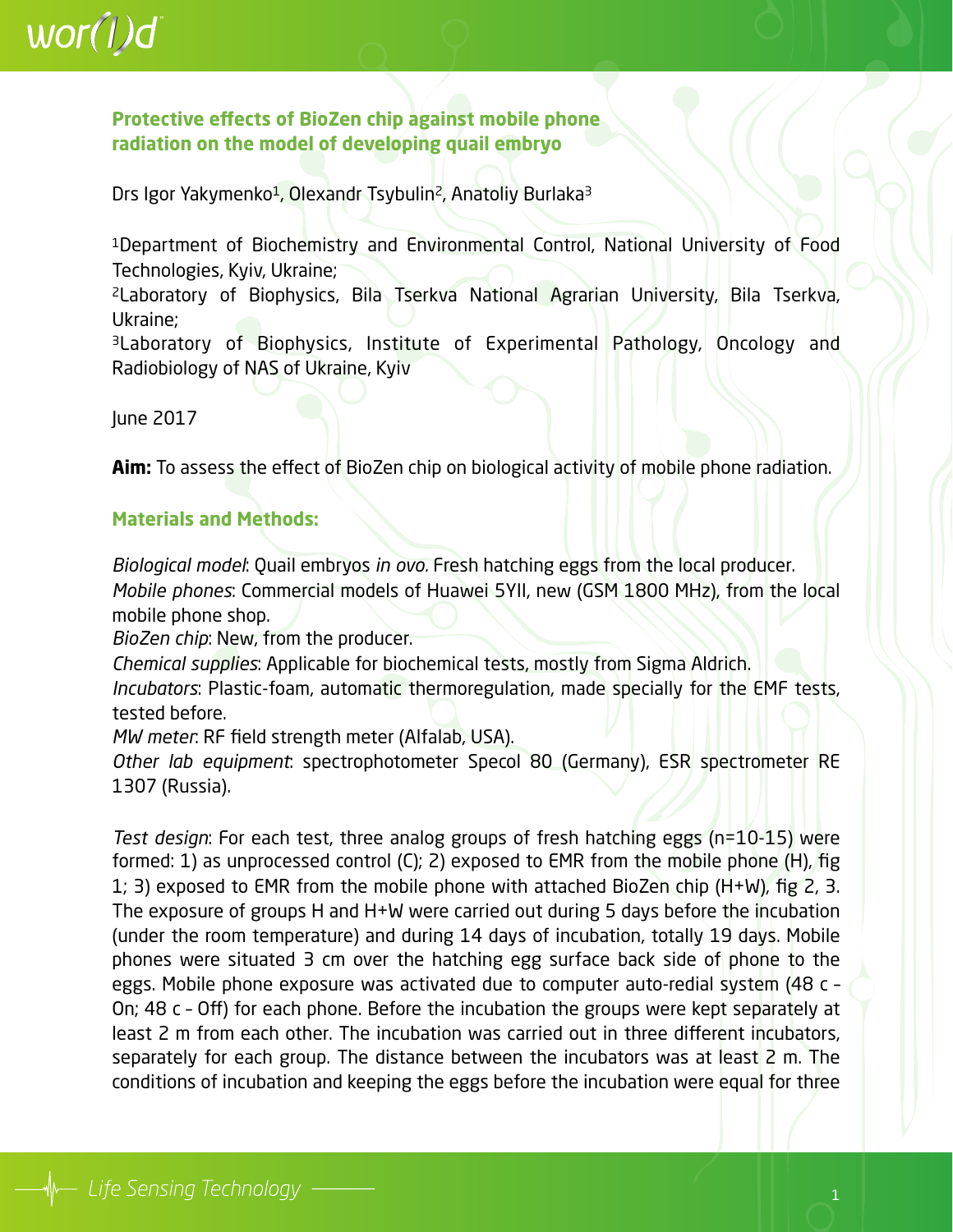## Protective effects of BioZen chip against mobile phone radiation on the model of developing quail embryo

Drs Igor Yakymenko[1], Olexandr Tsybulin[2], Anatoliy Burlaka[3]

[1]Department of Biochemistry and Environmental Control, National University of Food Technologies, Kyiv, Ukraine;
[2]Laboratory of Biophysics, Bila Tserkva National Agrarian University, Bila Tserkva, Ukraine;
[3]Laboratory of Biophysics, Institute of Experimental Pathology, Oncology and Radiobiology of NAS of Ukraine, Kyiv

June 2017

**Aim:** To assess the effect of BioZen chip on biological activity of mobile phone radiation.

### Materials and Methods:

*Biological model*: Quail embryos *in ovo.* Fresh hatching eggs from the local producer.
*Mobile phones*: Commercial models of Huawei 5YII, new (GSM 1800 MHz), from the local mobile phone shop.
*BioZen chip*: New, from the producer.
*Chemical supplies*: Applicable for biochemical tests, mostly from Sigma Aldrich.
*Incubators*: Plastic-foam, automatic thermoregulation, made specially for the EMF tests, tested before.
*MW meter*: RF field strength meter (Alfalab, USA).
*Other lab equipment*: spectrophotometer Specol 80 (Germany), ESR spectrometer RE 1307 (Russia).

*Test design*: For each test, three analog groups of fresh hatching eggs (n=10-15) were formed: 1) as unprocessed control (C); 2) exposed to EMR from the mobile phone (H), fig 1; 3) exposed to EMR from the mobile phone with attached BioZen chip (H+W), fig 2, 3. The exposure of groups H and H+W were carried out during 5 days before the incubation (under the room temperature) and during 14 days of incubation, totally 19 days. Mobile phones were situated 3 cm over the hatching egg surface back side of phone to the eggs. Mobile phone exposure was activated due to computer auto-redial system (48 c – On; 48 c – Off) for each phone. Before the incubation the groups were kept separately at least 2 m from each other. The incubation was carried out in three different incubators, separately for each group. The distance between the incubators was at least 2 m. The conditions of incubation and keeping the eggs before the incubation were equal for three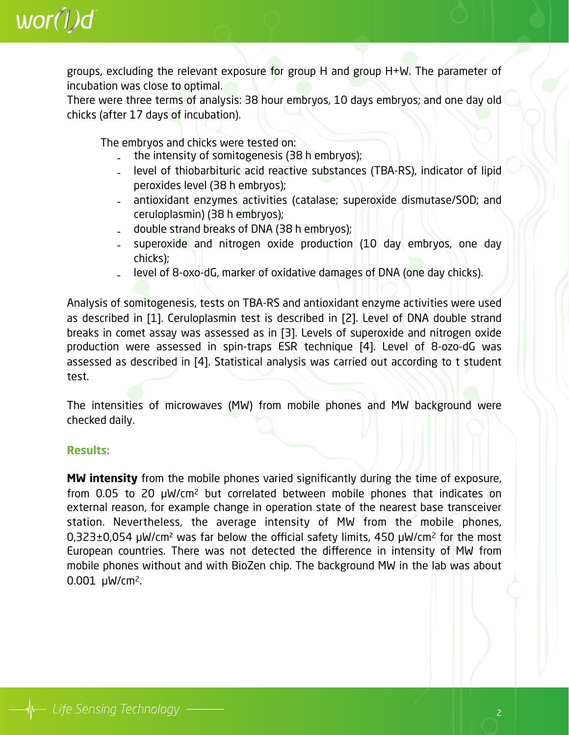groups, excluding the relevant exposure for group H and group H+W. The parameter of incubation was close to optimal.
There were three terms of analysis: 38 hour embryos, 10 days embryos; and one day old chicks (after 17 days of incubation).

The embryos and chicks were tested on:

- the intensity of somitogenesis (38 h embryos);
- level of thiobarbituric acid reactive substances (TBA-RS), indicator of lipid peroxides level (38 h embryos);
- antioxidant enzymes activities (catalase; superoxide dismutase/SOD; and ceruloplasmin) (38 h embryos);
- double strand breaks of DNA (38 h embryos);
- superoxide and nitrogen oxide production (10 day embryos, one day chicks);
- level of 8-oxo-dG, marker of oxidative damages of DNA (one day chicks).

Analysis of somitogenesis, tests on TBA-RS and antioxidant enzyme activities were used as described in [1]. Ceruloplasmin test is described in [2]. Level of DNA double strand breaks in comet assay was assessed as in [3]. Levels of superoxide and nitrogen oxide production were assessed in spin-traps ESR technique [4]. Level of 8-ozo-dG was assessed as described in [4]. Statistical analysis was carried out according to t student test.

The intensities of microwaves (MW) from mobile phones and MW background were checked daily.

## Results:

**MW intensity** from the mobile phones varied significantly during the time of exposure, from 0.05 to 20 μW/cm$^2$ but correlated between mobile phones that indicates on external reason, for example change in operation state of the nearest base transceiver station. Nevertheless, the average intensity of MW from the mobile phones, 0,323±0,054 μW/cm$^2$ was far below the official safety limits, 450 μW/cm$^2$ for the most European countries. There was not detected the difference in intensity of MW from mobile phones without and with BioZen chip. The background MW in the lab was about 0.001 μW/cm$^2$.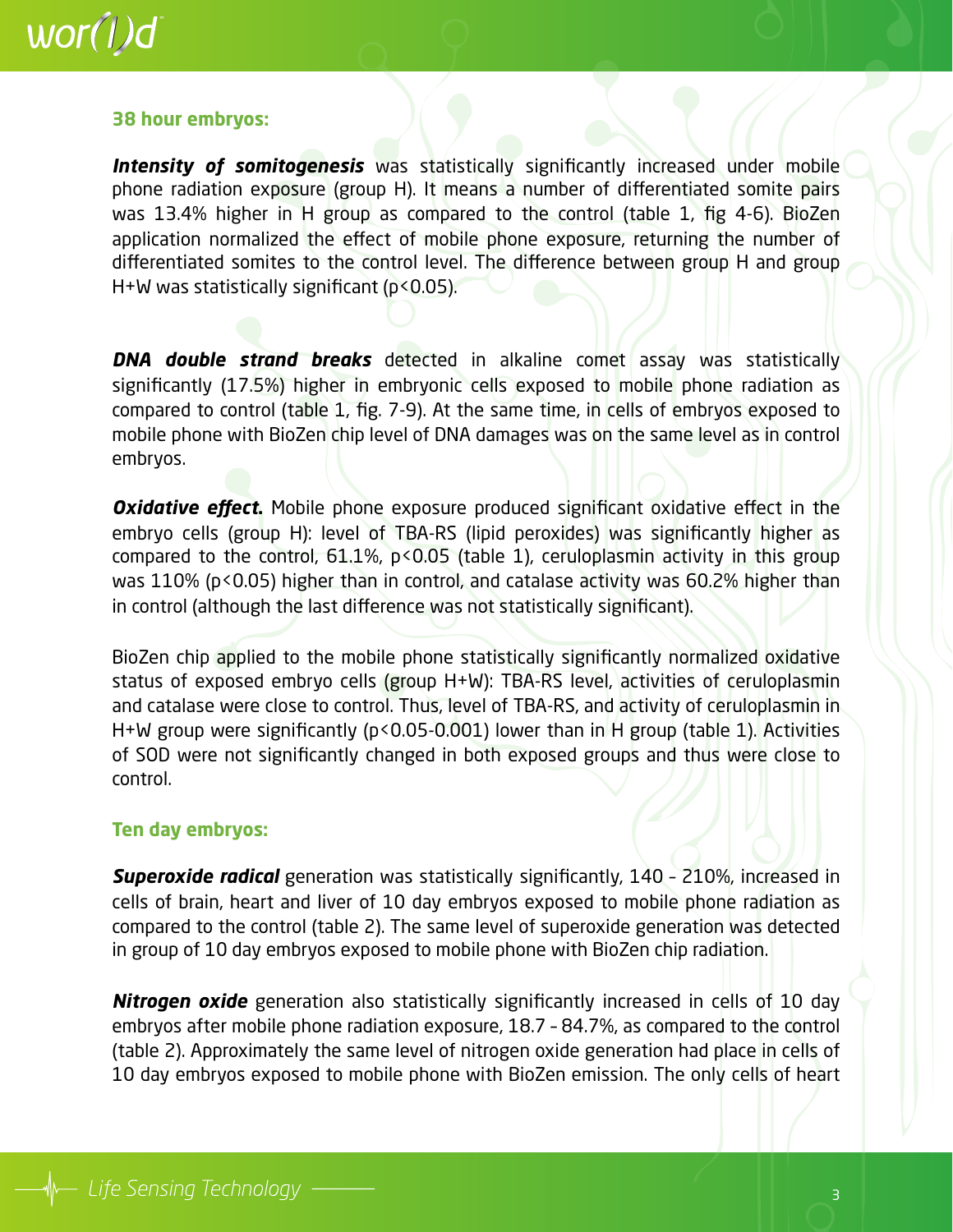### 38 hour embryos:

***Intensity of somitogenesis*** was statistically significantly increased under mobile phone radiation exposure (group H). It means a number of differentiated somite pairs was 13.4% higher in H group as compared to the control (table 1, fig 4-6). BioZen application normalized the effect of mobile phone exposure, returning the number of differentiated somites to the control level. The difference between group H and group H+W was statistically significant ($p<0.05$).

***DNA double strand breaks*** detected in alkaline comet assay was statistically significantly (17.5%) higher in embryonic cells exposed to mobile phone radiation as compared to control (table 1, fig. 7-9). At the same time, in cells of embryos exposed to mobile phone with BioZen chip level of DNA damages was on the same level as in control embryos.

***Oxidative effect.*** Mobile phone exposure produced significant oxidative effect in the embryo cells (group H): level of TBA-RS (lipid peroxides) was significantly higher as compared to the control, 61.1%, $p<0.05$ (table 1), ceruloplasmin activity in this group was 110% ($p<0.05$) higher than in control, and catalase activity was 60.2% higher than in control (although the last difference was not statistically significant).

BioZen chip applied to the mobile phone statistically significantly normalized oxidative status of exposed embryo cells (group H+W): TBA-RS level, activities of ceruloplasmin and catalase were close to control. Thus, level of TBA-RS, and activity of ceruloplasmin in H+W group were significantly ($p<0.05$-$0.001$) lower than in H group (table 1). Activities of SOD were not significantly changed in both exposed groups and thus were close to control.

### Ten day embryos:

***Superoxide radical*** generation was statistically significantly, 140 – 210%, increased in cells of brain, heart and liver of 10 day embryos exposed to mobile phone radiation as compared to the control (table 2). The same level of superoxide generation was detected in group of 10 day embryos exposed to mobile phone with BioZen chip radiation.

***Nitrogen oxide*** generation also statistically significantly increased in cells of 10 day embryos after mobile phone radiation exposure, 18.7 – 84.7%, as compared to the control (table 2). Approximately the same level of nitrogen oxide generation had place in cells of 10 day embryos exposed to mobile phone with BioZen emission. The only cells of heart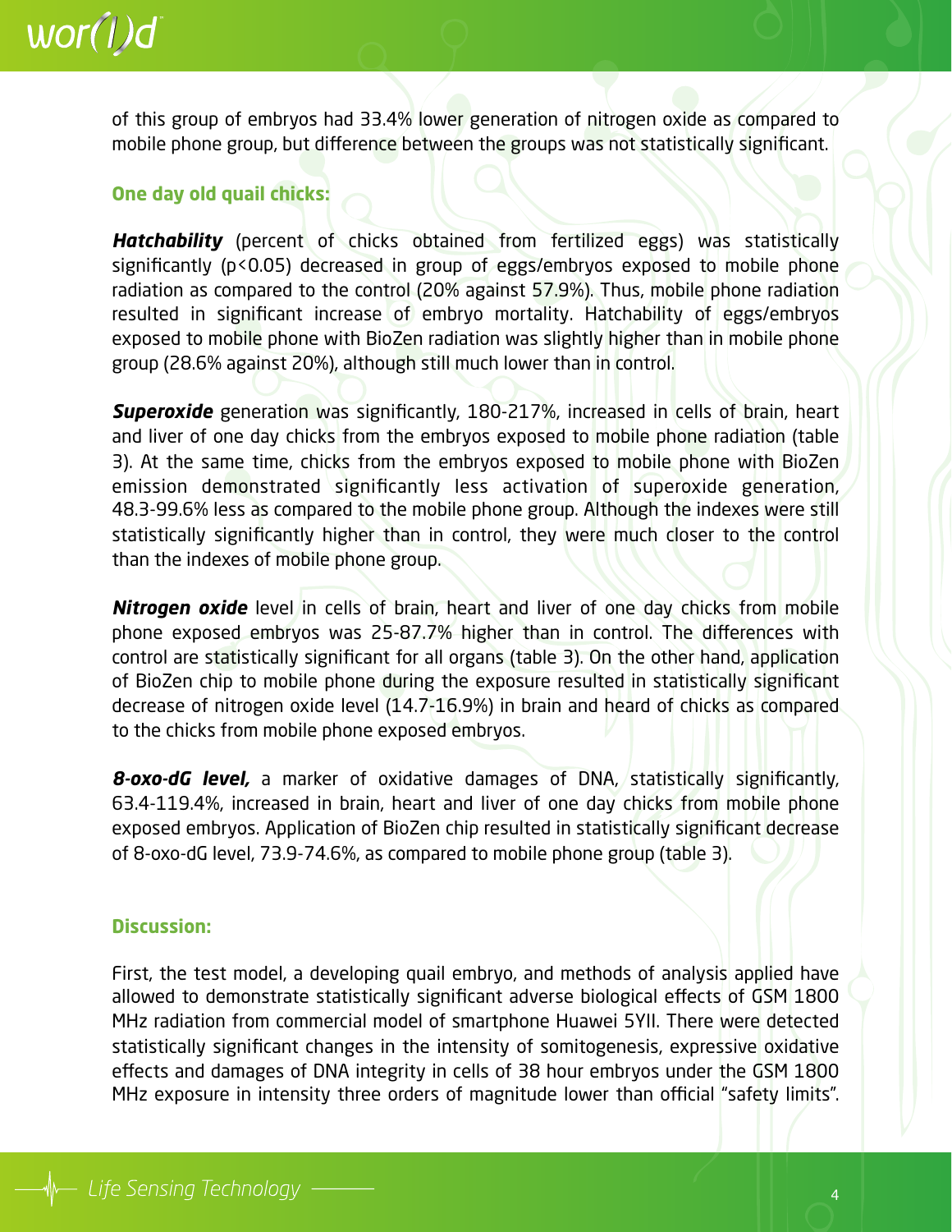of this group of embryos had 33.4% lower generation of nitrogen oxide as compared to mobile phone group, but difference between the groups was not statistically significant.

### One day old quail chicks:

***Hatchability*** (percent of chicks obtained from fertilized eggs) was statistically significantly ($p<0.05$) decreased in group of eggs/embryos exposed to mobile phone radiation as compared to the control (20% against 57.9%). Thus, mobile phone radiation resulted in significant increase of embryo mortality. Hatchability of eggs/embryos exposed to mobile phone with BioZen radiation was slightly higher than in mobile phone group (28.6% against 20%), although still much lower than in control.

***Superoxide*** generation was significantly, 180-217%, increased in cells of brain, heart and liver of one day chicks from the embryos exposed to mobile phone radiation (table 3). At the same time, chicks from the embryos exposed to mobile phone with BioZen emission demonstrated significantly less activation of superoxide generation, 48.3-99.6% less as compared to the mobile phone group. Although the indexes were still statistically significantly higher than in control, they were much closer to the control than the indexes of mobile phone group.

***Nitrogen oxide*** level in cells of brain, heart and liver of one day chicks from mobile phone exposed embryos was 25-87.7% higher than in control. The differences with control are statistically significant for all organs (table 3). On the other hand, application of BioZen chip to mobile phone during the exposure resulted in statistically significant decrease of nitrogen oxide level (14.7-16.9%) in brain and heard of chicks as compared to the chicks from mobile phone exposed embryos.

***8-oxo-dG level,*** a marker of oxidative damages of DNA, statistically significantly, 63.4-119.4%, increased in brain, heart and liver of one day chicks from mobile phone exposed embryos. Application of BioZen chip resulted in statistically significant decrease of 8-oxo-dG level, 73.9-74.6%, as compared to mobile phone group (table 3).

### Discussion:

First, the test model, a developing quail embryo, and methods of analysis applied have allowed to demonstrate statistically significant adverse biological effects of GSM 1800 MHz radiation from commercial model of smartphone Huawei 5YII. There were detected statistically significant changes in the intensity of somitogenesis, expressive oxidative effects and damages of DNA integrity in cells of 38 hour embryos under the GSM 1800 MHz exposure in intensity three orders of magnitude lower than official "safety limits".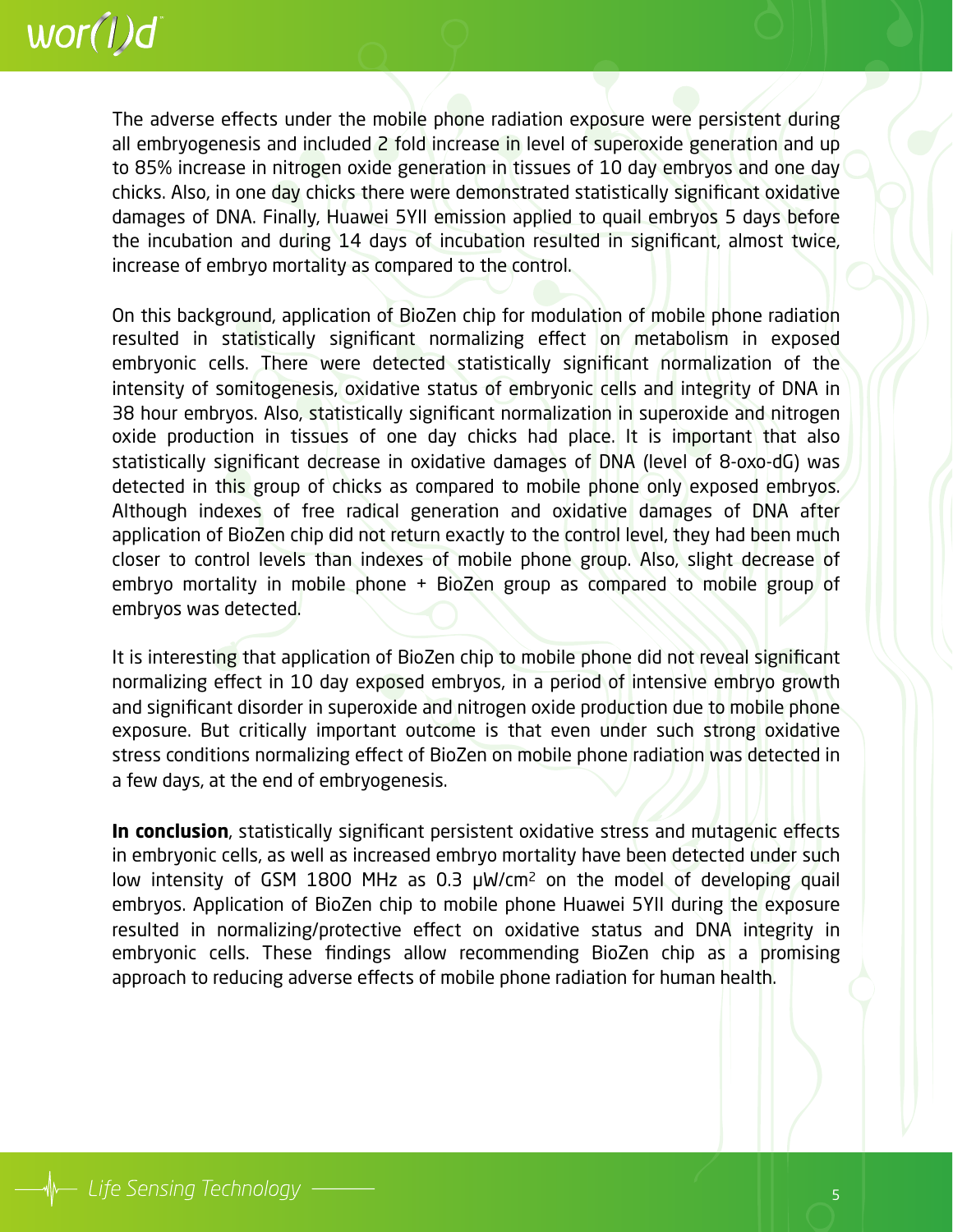The adverse effects under the mobile phone radiation exposure were persistent during all embryogenesis and included 2 fold increase in level of superoxide generation and up to 85% increase in nitrogen oxide generation in tissues of 10 day embryos and one day chicks. Also, in one day chicks there were demonstrated statistically significant oxidative damages of DNA. Finally, Huawei 5YII emission applied to quail embryos 5 days before the incubation and during 14 days of incubation resulted in significant, almost twice, increase of embryo mortality as compared to the control.

On this background, application of BioZen chip for modulation of mobile phone radiation resulted in statistically significant normalizing effect on metabolism in exposed embryonic cells. There were detected statistically significant normalization of the intensity of somitogenesis, oxidative status of embryonic cells and integrity of DNA in 38 hour embryos. Also, statistically significant normalization in superoxide and nitrogen oxide production in tissues of one day chicks had place. It is important that also statistically significant decrease in oxidative damages of DNA (level of 8-oxo-dG) was detected in this group of chicks as compared to mobile phone only exposed embryos. Although indexes of free radical generation and oxidative damages of DNA after application of BioZen chip did not return exactly to the control level, they had been much closer to control levels than indexes of mobile phone group. Also, slight decrease of embryo mortality in mobile phone + BioZen group as compared to mobile group of embryos was detected.

It is interesting that application of BioZen chip to mobile phone did not reveal significant normalizing effect in 10 day exposed embryos, in a period of intensive embryo growth and significant disorder in superoxide and nitrogen oxide production due to mobile phone exposure. But critically important outcome is that even under such strong oxidative stress conditions normalizing effect of BioZen on mobile phone radiation was detected in a few days, at the end of embryogenesis.

**In conclusion**, statistically significant persistent oxidative stress and mutagenic effects in embryonic cells, as well as increased embryo mortality have been detected under such low intensity of GSM 1800 MHz as 0.3 $\mu W/cm^2$ on the model of developing quail embryos. Application of BioZen chip to mobile phone Huawei 5YII during the exposure resulted in normalizing/protective effect on oxidative status and DNA integrity in embryonic cells. These findings allow recommending BioZen chip as a promising approach to reducing adverse effects of mobile phone radiation for human health.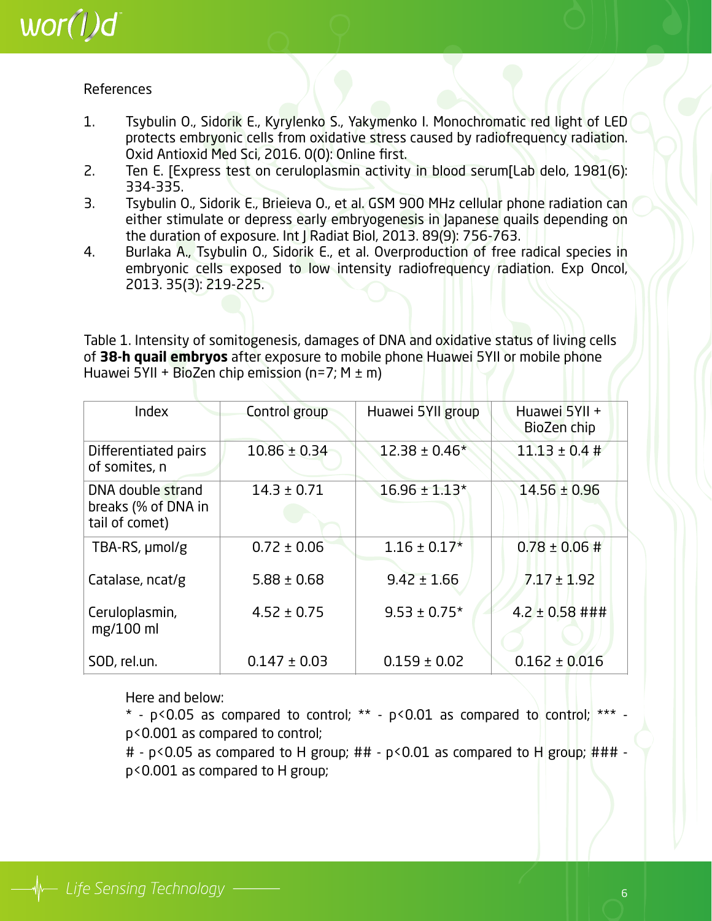References

1. Tsybulin O., Sidorik E., Kyrylenko S., Yakymenko I. Monochromatic red light of LED protects embryonic cells from oxidative stress caused by radiofrequency radiation. Oxid Antioxid Med Sci, 2016. 0(0): Online first.
2. Ten E. [Express test on ceruloplasmin activity in blood serum[Lab delo, 1981(6): 334-335.
3. Tsybulin O., Sidorik E., Brieieva O., et al. GSM 900 MHz cellular phone radiation can either stimulate or depress early embryogenesis in Japanese quails depending on the duration of exposure. Int J Radiat Biol, 2013. 89(9): 756-763.
4. Burlaka A., Tsybulin O., Sidorik E., et al. Overproduction of free radical species in embryonic cells exposed to low intensity radiofrequency radiation. Exp Oncol, 2013. 35(3): 219-225.

Table 1. Intensity of somitogenesis, damages of DNA and oxidative status of living cells of **38-h quail embryos** after exposure to mobile phone Huawei 5YII or mobile phone Huawei 5YII + BioZen chip emission (n=7; M ± m)

| Index | Control group | Huawei 5YII group | Huawei 5YII + BioZen chip |
|---|---|---|---|
| Differentiated pairs of somites, n | 10.86 ± 0.34 | 12.38 ± 0.46* | 11.13 ± 0.4 # |
| DNA double strand breaks (% of DNA in tail of comet) | 14.3 ± 0.71 | 16.96 ± 1.13* | 14.56 ± 0.96 |
| TBA-RS, µmol/g | 0.72 ± 0.06 | 1.16 ± 0.17* | 0.78 ± 0.06 # |
| Catalase, ncat/g | 5.88 ± 0.68 | 9.42 ± 1.66 | 7.17 ± 1.92 |
| Ceruloplasmin, mg/100 ml | 4.52 ± 0.75 | 9.53 ± 0.75* | 4.2 ± 0.58 ### |
| SOD, rel.un. | 0.147 ± 0.03 | 0.159 ± 0.02 | 0.162 ± 0.016 |

Here and below:
* - $p<0.05$ as compared to control; ** - $p<0.01$ as compared to control; *** - $p<0.001$ as compared to control;
# - $p<0.05$ as compared to H group; ## - $p<0.01$ as compared to H group; ### - $p<0.001$ as compared to H group;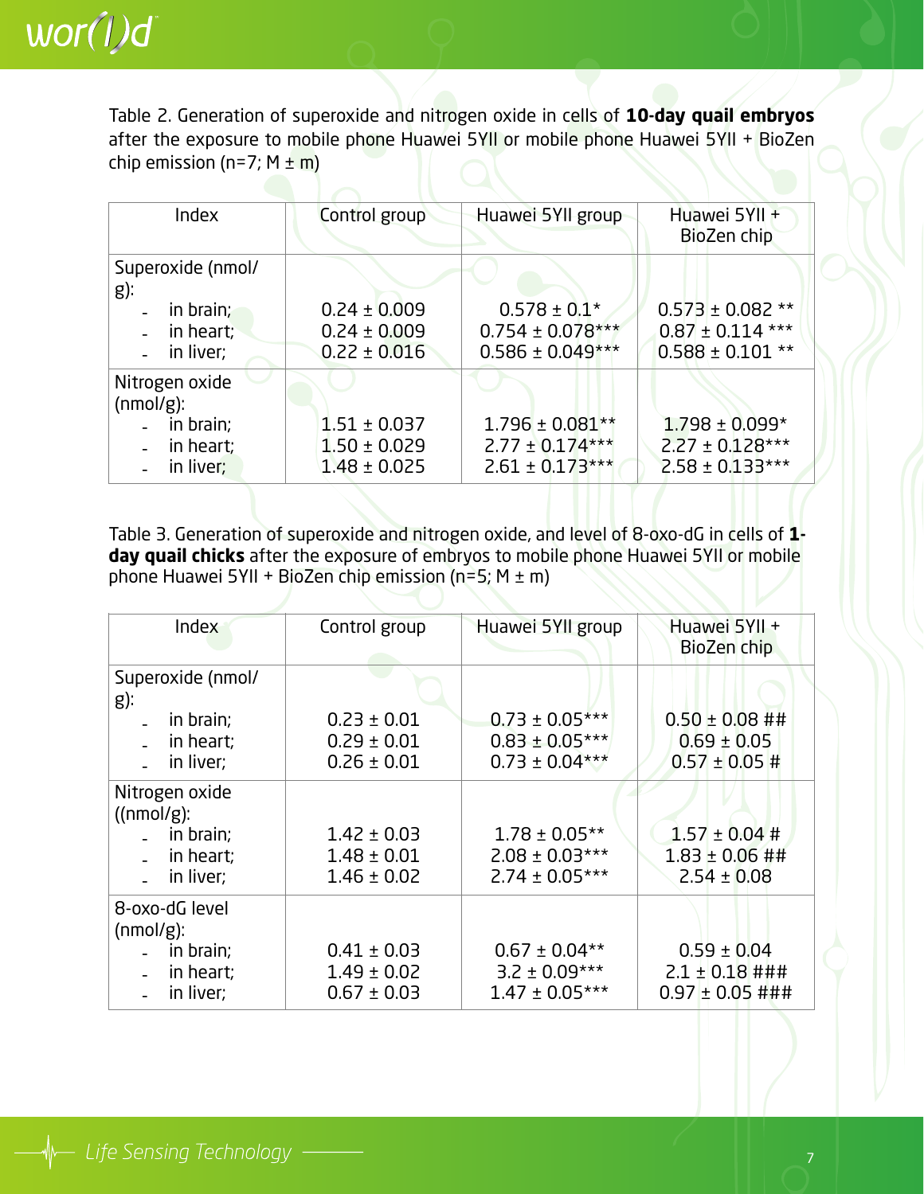Table 2. Generation of superoxide and nitrogen oxide in cells of **10-day quail embryos** after the exposure to mobile phone Huawei 5YII or mobile phone Huawei 5YII + BioZen chip emission (n=7; M ± m)

| Index | Control group | Huawei 5YII group | Huawei 5YII + BioZen chip |
|---|---|---|---|
| Superoxide (nmol/g): | | | |
| - in brain; | 0.24 ± 0.009 | 0.578 ± 0.1* | 0.573 ± 0.082 ** |
| - in heart; | 0.24 ± 0.009 | 0.754 ± 0.078*** | 0.87 ± 0.114 *** |
| - in liver; | 0.22 ± 0.016 | 0.586 ± 0.049*** | 0.588 ± 0.101 ** |
| Nitrogen oxide (nmol/g): | | | |
| - in brain; | 1.51 ± 0.037 | 1.796 ± 0.081** | 1.798 ± 0.099* |
| - in heart; | 1.50 ± 0.029 | 2.77 ± 0.174*** | 2.27 ± 0.128*** |
| - in liver; | 1.48 ± 0.025 | 2.61 ± 0.173*** | 2.58 ± 0.133*** |

Table 3. Generation of superoxide and nitrogen oxide, and level of 8-oxo-dG in cells of **1-day quail chicks** after the exposure of embryos to mobile phone Huawei 5YII or mobile phone Huawei 5YII + BioZen chip emission (n=5; M ± m)

| Index | Control group | Huawei 5YII group | Huawei 5YII + BioZen chip |
|---|---|---|---|
| Superoxide (nmol/g): | | | |
| - in brain; | 0.23 ± 0.01 | 0.73 ± 0.05*** | 0.50 ± 0.08 ## |
| - in heart; | 0.29 ± 0.01 | 0.83 ± 0.05*** | 0.69 ± 0.05 |
| - in liver; | 0.26 ± 0.01 | 0.73 ± 0.04*** | 0.57 ± 0.05 # |
| Nitrogen oxide ((nmol/g): | | | |
| - in brain; | 1.42 ± 0.03 | 1.78 ± 0.05** | 1.57 ± 0.04 # |
| - in heart; | 1.48 ± 0.01 | 2.08 ± 0.03*** | 1.83 ± 0.06 ## |
| - in liver; | 1.46 ± 0.02 | 2.74 ± 0.05*** | 2.54 ± 0.08 |
| 8-oxo-dG level (nmol/g): | | | |
| - in brain; | 0.41 ± 0.03 | 0.67 ± 0.04** | 0.59 ± 0.04 |
| - in heart; | 1.49 ± 0.02 | 3.2 ± 0.09*** | 2.1 ± 0.18 ### |
| - in liver; | 0.67 ± 0.03 | 1.47 ± 0.05*** | 0.97 ± 0.05 ### |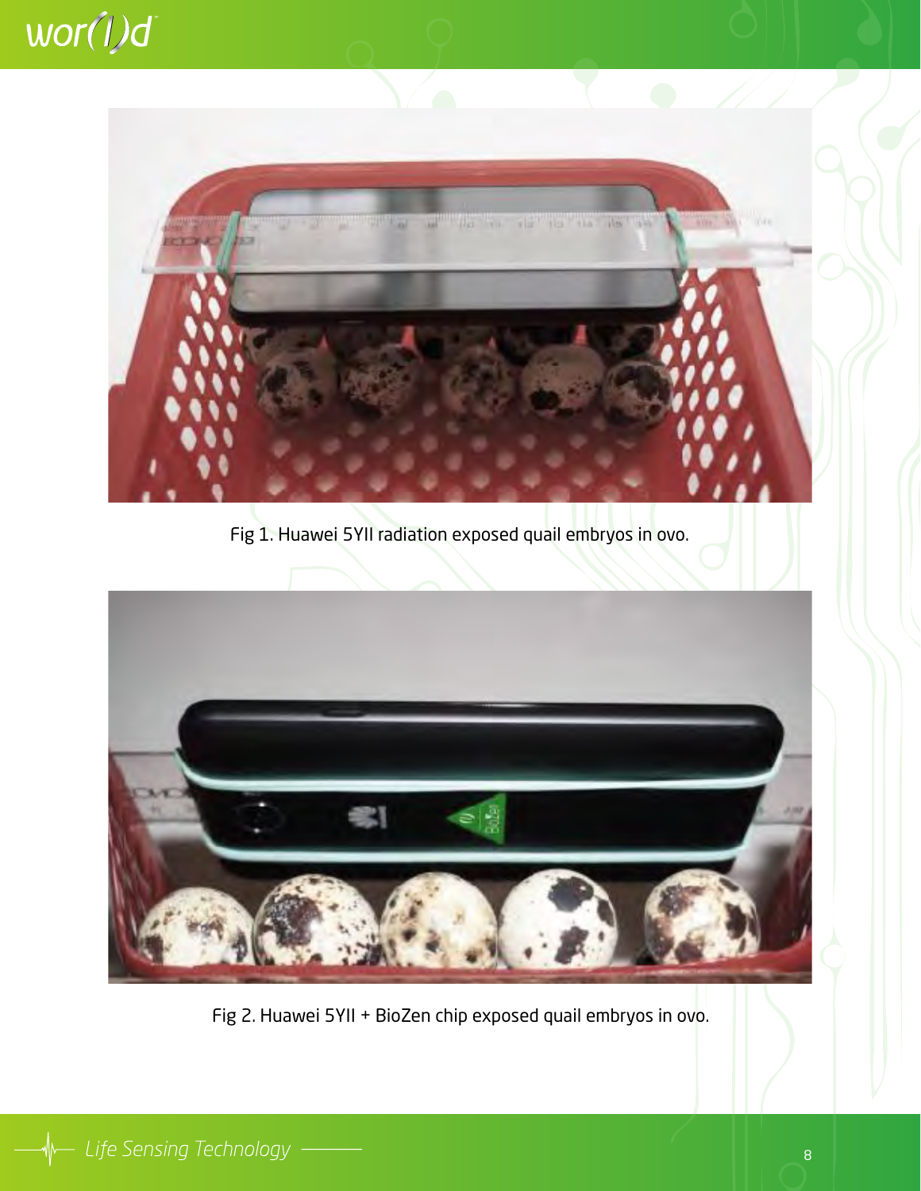Fig 1. Huawei 5YII radiation exposed quail embryos in ovo.

Fig 2. Huawei 5YII + BioZen chip exposed quail embryos in ovo.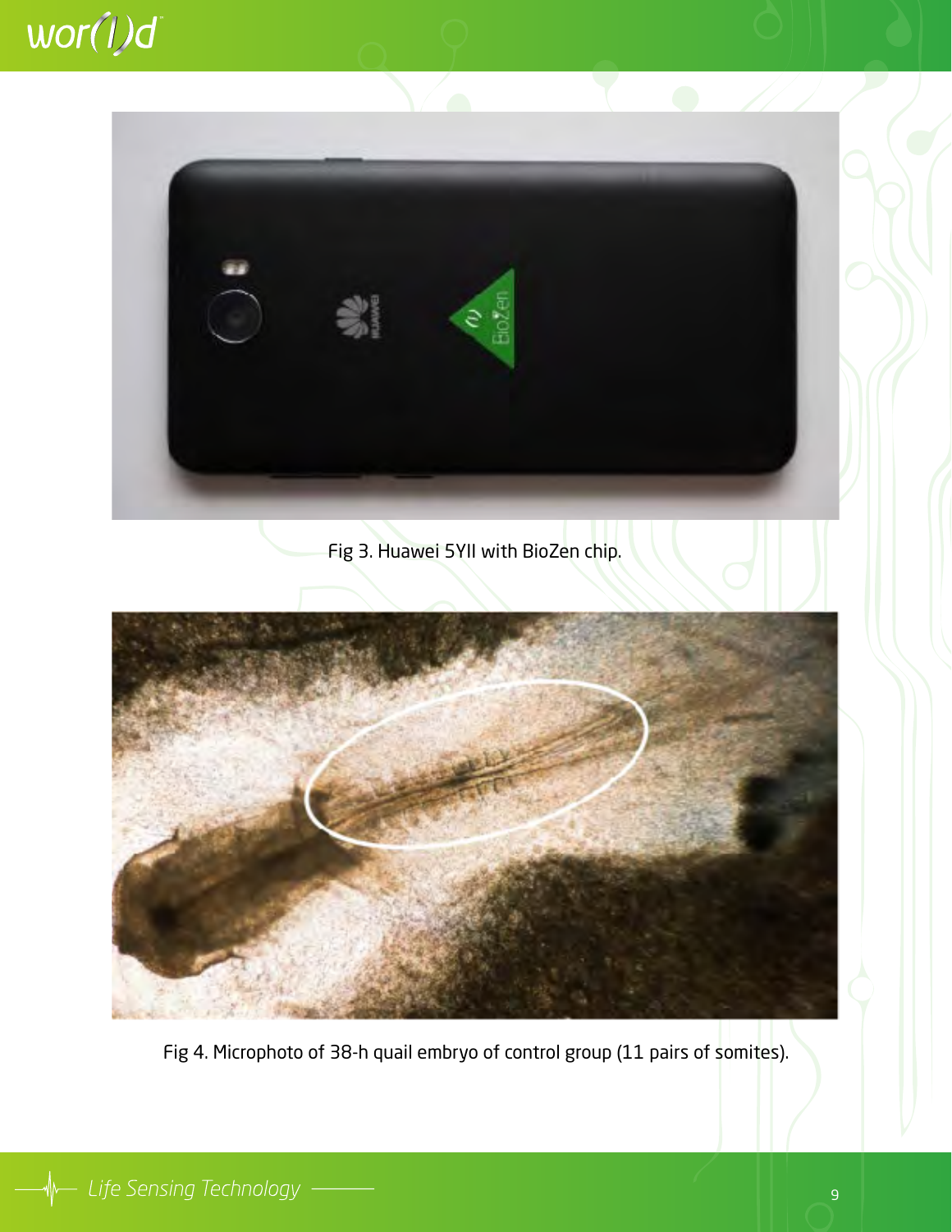Fig 3. Huawei 5YII with BioZen chip.

Fig 4. Microphoto of 38-h quail embryo of control group (11 pairs of somites).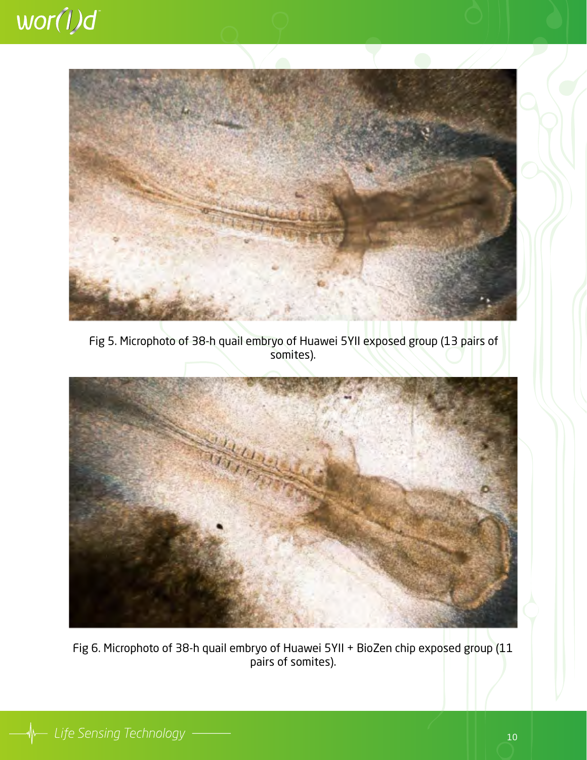Fig 5. Microphoto of 38-h quail embryo of Huawei 5YII exposed group (13 pairs of somites).

Fig 6. Microphoto of 38-h quail embryo of Huawei 5YII + BioZen chip exposed group (11 pairs of somites).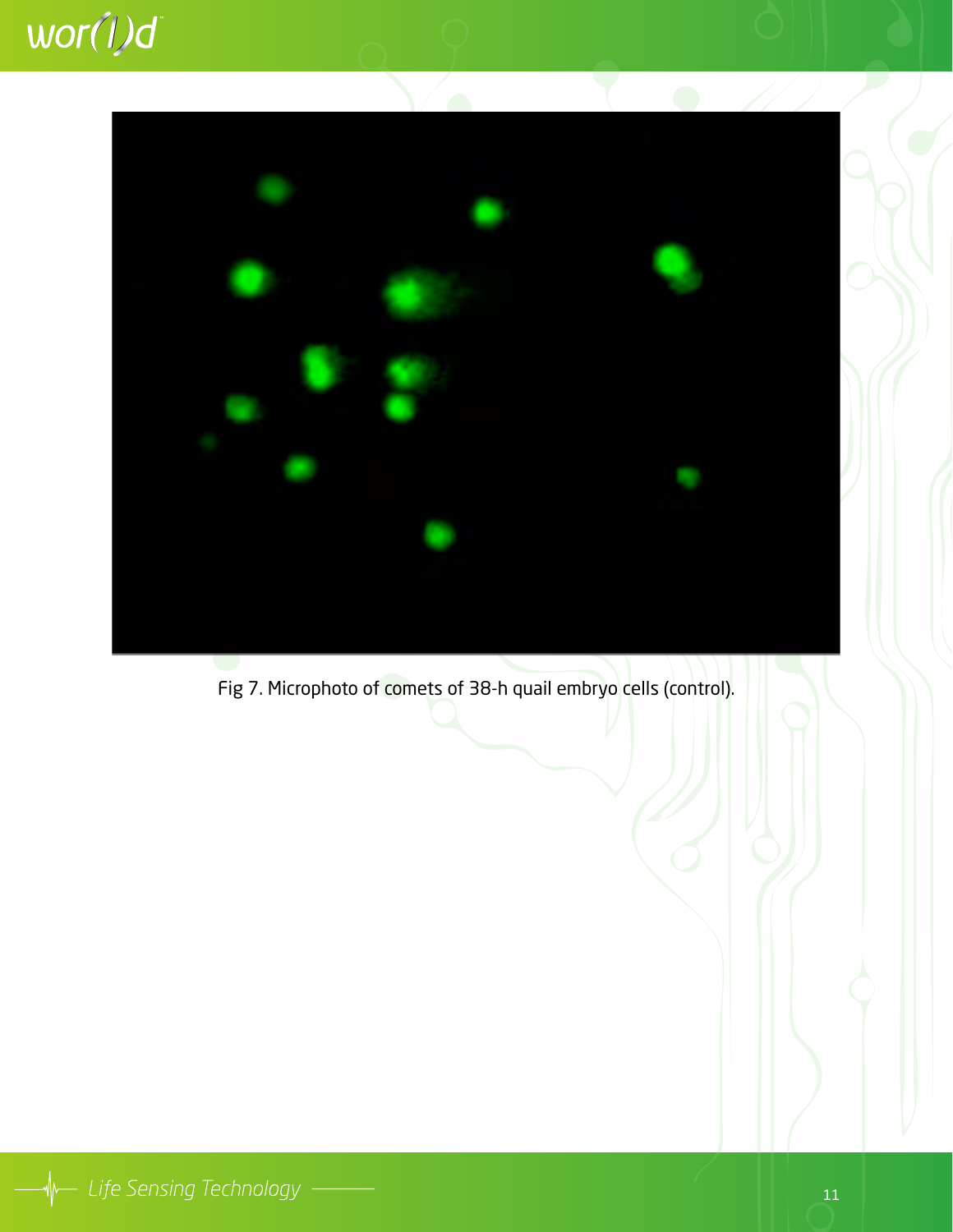Fig 7. Microphoto of comets of 38-h quail embryo cells (control).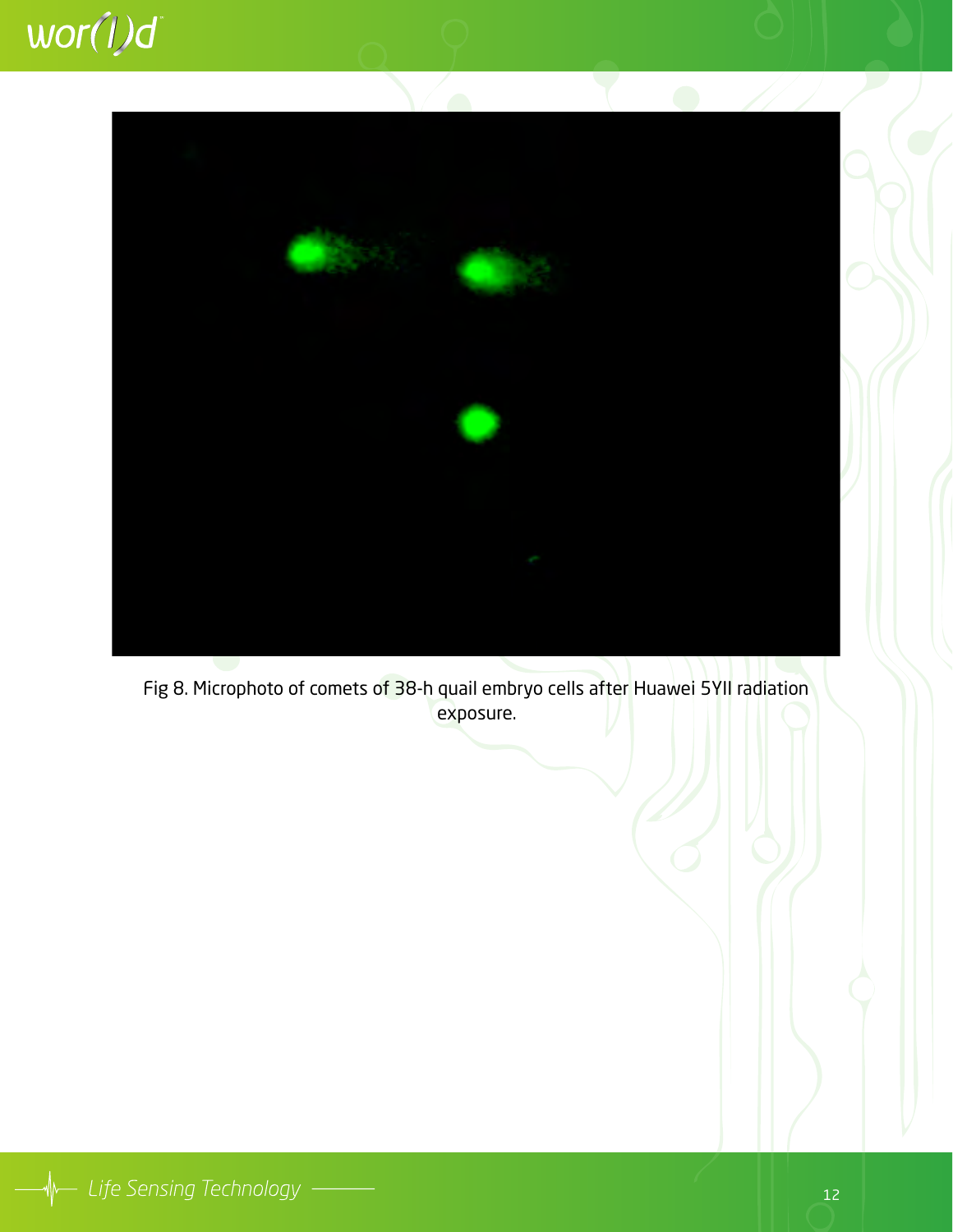Fig 8. Microphoto of comets of 38-h quail embryo cells after Huawei 5YII radiation exposure.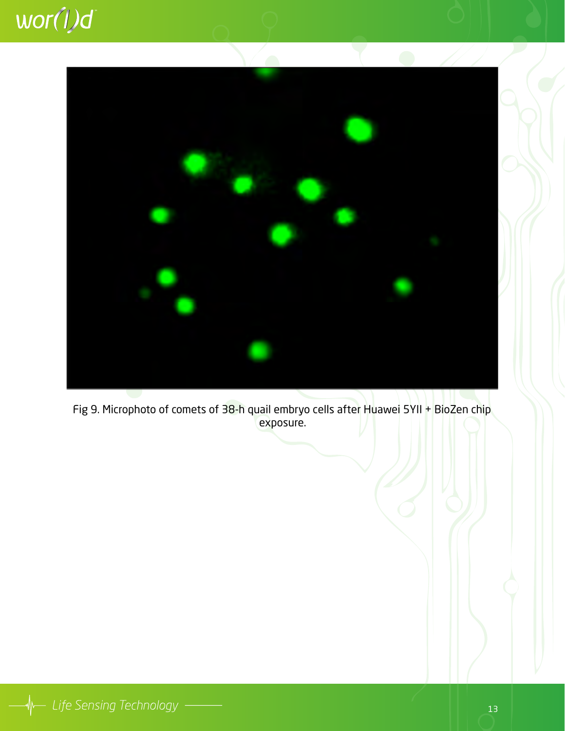Fig 9. Microphoto of comets of 38-h quail embryo cells after Huawei 5YII + BioZen chip exposure.